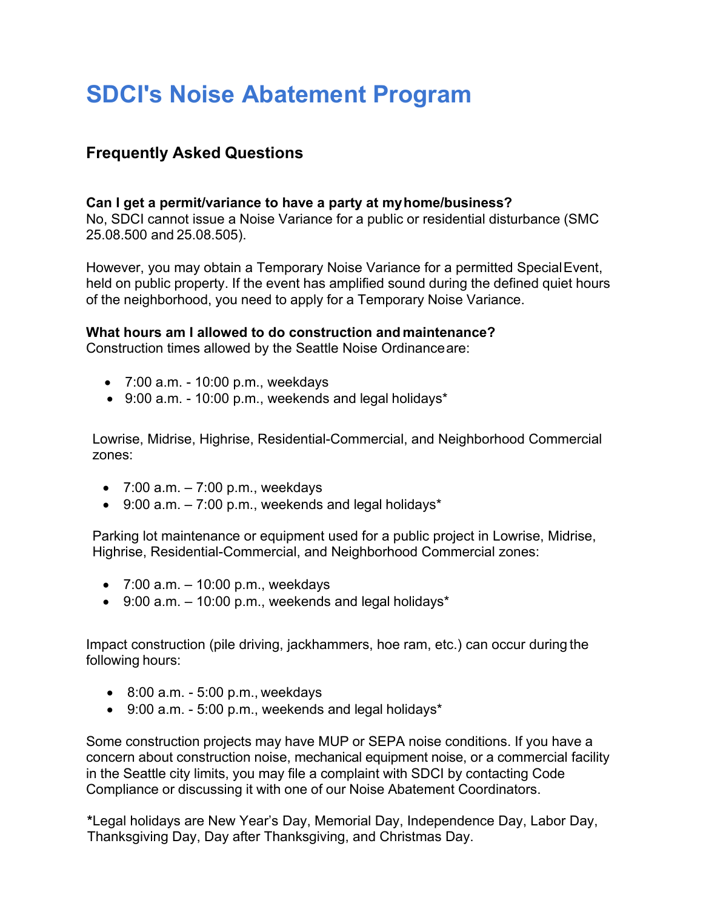# SDCI's Noise Abatement Program

## Frequently Asked Questions

**Can I get a permit/variance to have a party at my home/business?**
No, SDCI cannot issue a Noise Variance for a public or residential disturbance (SMC 25.08.500 and 25.08.505).

However, you may obtain a Temporary Noise Variance for a permitted Special Event, held on public property. If the event has amplified sound during the defined quiet hours of the neighborhood, you need to apply for a Temporary Noise Variance.

**What hours am I allowed to do construction and maintenance?**
Construction times allowed by the Seattle Noise Ordinance are:

- 7:00 a.m. - 10:00 p.m., weekdays
- 9:00 a.m. - 10:00 p.m., weekends and legal holidays*

Lowrise, Midrise, Highrise, Residential-Commercial, and Neighborhood Commercial zones:

- 7:00 a.m. – 7:00 p.m., weekdays
- 9:00 a.m. – 7:00 p.m., weekends and legal holidays*

Parking lot maintenance or equipment used for a public project in Lowrise, Midrise, Highrise, Residential-Commercial, and Neighborhood Commercial zones:

- 7:00 a.m. – 10:00 p.m., weekdays
- 9:00 a.m. – 10:00 p.m., weekends and legal holidays*

Impact construction (pile driving, jackhammers, hoe ram, etc.) can occur during the following hours:

- 8:00 a.m. - 5:00 p.m., weekdays
- 9:00 a.m. - 5:00 p.m., weekends and legal holidays*

Some construction projects may have MUP or SEPA noise conditions. If you have a concern about construction noise, mechanical equipment noise, or a commercial facility in the Seattle city limits, you may file a complaint with SDCI by contacting Code Compliance or discussing it with one of our Noise Abatement Coordinators.

**\***Legal holidays are New Year's Day, Memorial Day, Independence Day, Labor Day, Thanksgiving Day, Day after Thanksgiving, and Christmas Day.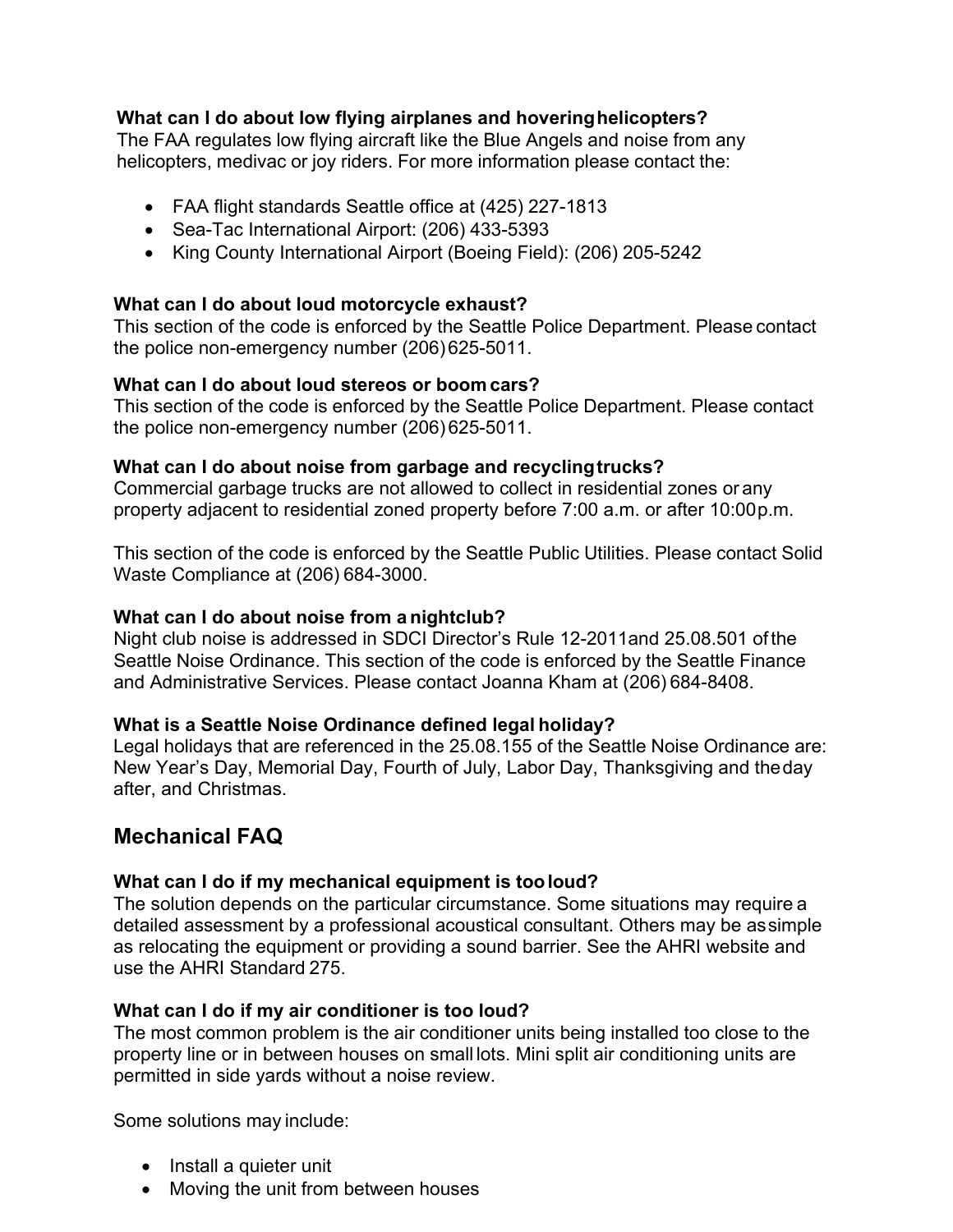**What can I do about low flying airplanes and hovering helicopters?**
The FAA regulates low flying aircraft like the Blue Angels and noise from any helicopters, medivac or joy riders. For more information please contact the:

- FAA flight standards Seattle office at (425) 227-1813
- Sea-Tac International Airport: (206) 433-5393
- King County International Airport (Boeing Field): (206) 205-5242

**What can I do about loud motorcycle exhaust?**
This section of the code is enforced by the Seattle Police Department. Please contact the police non-emergency number (206) 625-5011.

**What can I do about loud stereos or boom cars?**
This section of the code is enforced by the Seattle Police Department. Please contact the police non-emergency number (206) 625-5011.

**What can I do about noise from garbage and recycling trucks?**
Commercial garbage trucks are not allowed to collect in residential zones or any property adjacent to residential zoned property before 7:00 a.m. or after 10:00 p.m.

This section of the code is enforced by the Seattle Public Utilities. Please contact Solid Waste Compliance at (206) 684-3000.

**What can I do about noise from a nightclub?**
Night club noise is addressed in SDCI Director's Rule 12-2011and 25.08.501 of the Seattle Noise Ordinance. This section of the code is enforced by the Seattle Finance and Administrative Services. Please contact Joanna Kham at (206) 684-8408.

**What is a Seattle Noise Ordinance defined legal holiday?**
Legal holidays that are referenced in the 25.08.155 of the Seattle Noise Ordinance are: New Year's Day, Memorial Day, Fourth of July, Labor Day, Thanksgiving and the day after, and Christmas.

## Mechanical FAQ

**What can I do if my mechanical equipment is too loud?**
The solution depends on the particular circumstance. Some situations may require a detailed assessment by a professional acoustical consultant. Others may be as simple as relocating the equipment or providing a sound barrier. See the AHRI website and use the AHRI Standard 275.

**What can I do if my air conditioner is too loud?**
The most common problem is the air conditioner units being installed too close to the property line or in between houses on small lots. Mini split air conditioning units are permitted in side yards without a noise review.

Some solutions may include:

- Install a quieter unit
- Moving the unit from between houses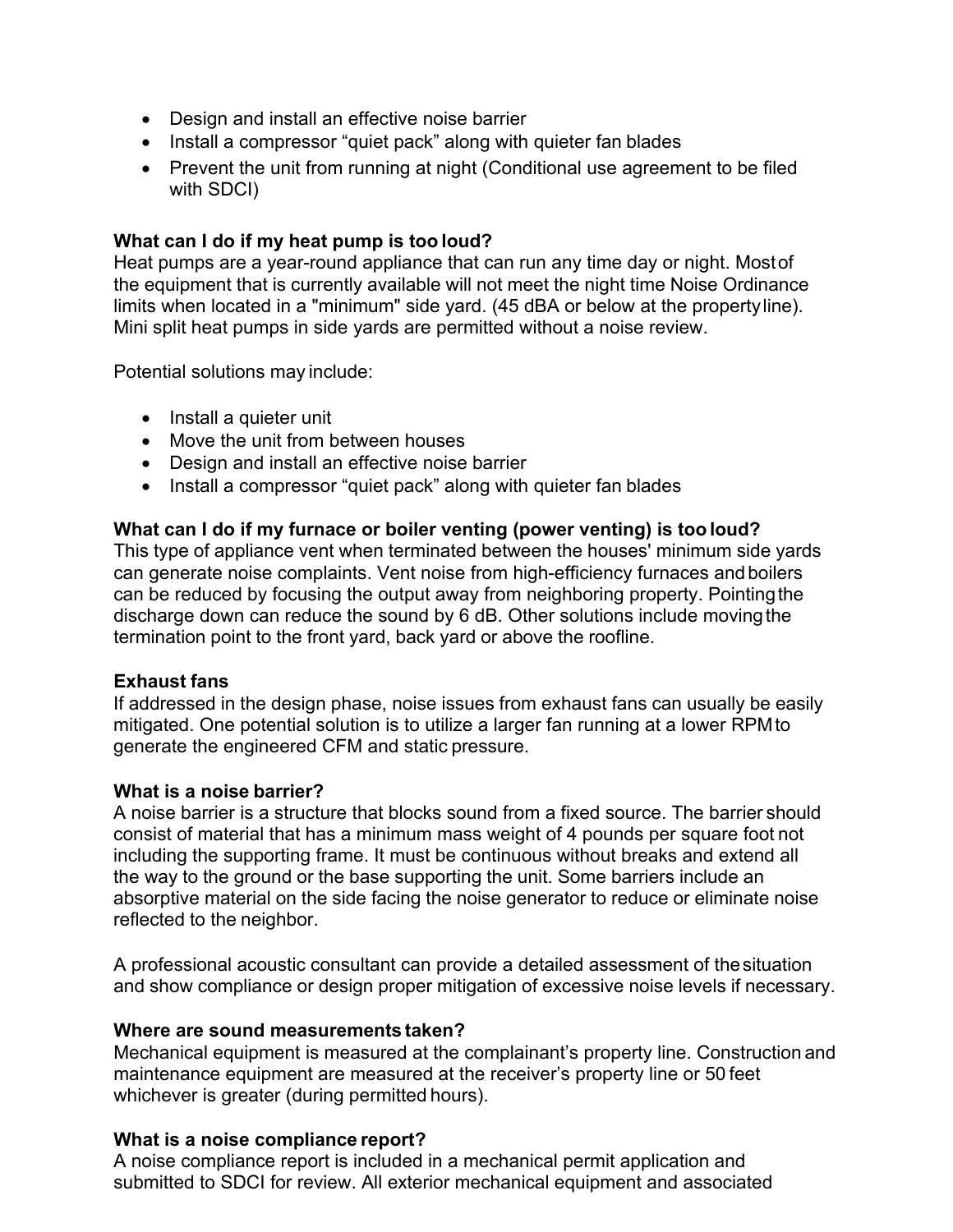- Design and install an effective noise barrier
- Install a compressor “quiet pack” along with quieter fan blades
- Prevent the unit from running at night (Conditional use agreement to be filed with SDCI)

**What can I do if my heat pump is too loud?**

Heat pumps are a year-round appliance that can run any time day or night. Most of the equipment that is currently available will not meet the night time Noise Ordinance limits when located in a "minimum" side yard. (45 dBA or below at the property line). Mini split heat pumps in side yards are permitted without a noise review.

Potential solutions may include:

- Install a quieter unit
- Move the unit from between houses
- Design and install an effective noise barrier
- Install a compressor “quiet pack” along with quieter fan blades

**What can I do if my furnace or boiler venting (power venting) is too loud?**

This type of appliance vent when terminated between the houses' minimum side yards can generate noise complaints. Vent noise from high-efficiency furnaces and boilers can be reduced by focusing the output away from neighboring property. Pointing the discharge down can reduce the sound by 6 dB. Other solutions include moving the termination point to the front yard, back yard or above the roofline.

**Exhaust fans**

If addressed in the design phase, noise issues from exhaust fans can usually be easily mitigated. One potential solution is to utilize a larger fan running at a lower RPM to generate the engineered CFM and static pressure.

**What is a noise barrier?**

A noise barrier is a structure that blocks sound from a fixed source. The barrier should consist of material that has a minimum mass weight of 4 pounds per square foot not including the supporting frame. It must be continuous without breaks and extend all the way to the ground or the base supporting the unit. Some barriers include an absorptive material on the side facing the noise generator to reduce or eliminate noise reflected to the neighbor.

A professional acoustic consultant can provide a detailed assessment of the situation and show compliance or design proper mitigation of excessive noise levels if necessary.

**Where are sound measurements taken?**

Mechanical equipment is measured at the complainant’s property line. Construction and maintenance equipment are measured at the receiver’s property line or 50 feet whichever is greater (during permitted hours).

**What is a noise compliance report?**

A noise compliance report is included in a mechanical permit application and submitted to SDCI for review. All exterior mechanical equipment and associated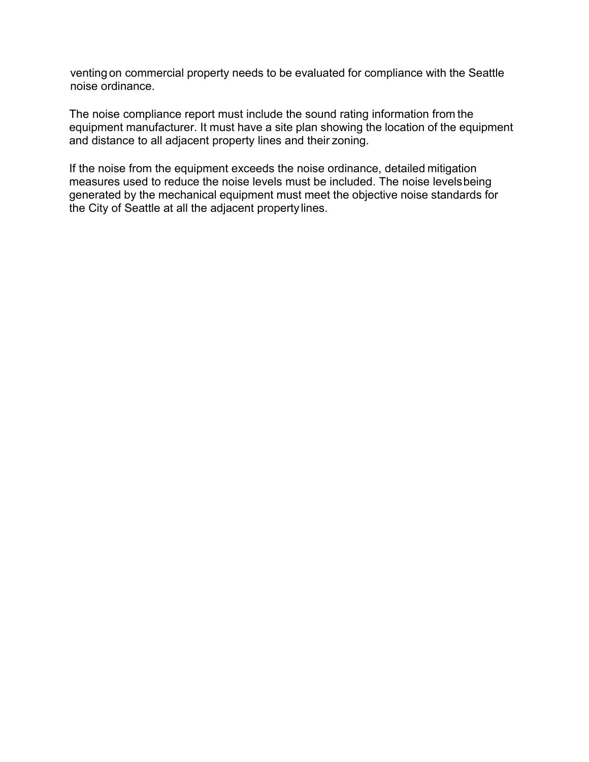venting on commercial property needs to be evaluated for compliance with the Seattle noise ordinance.

The noise compliance report must include the sound rating information from the equipment manufacturer. It must have a site plan showing the location of the equipment and distance to all adjacent property lines and their zoning.

If the noise from the equipment exceeds the noise ordinance, detailed mitigation measures used to reduce the noise levels must be included. The noise levels being generated by the mechanical equipment must meet the objective noise standards for the City of Seattle at all the adjacent property lines.